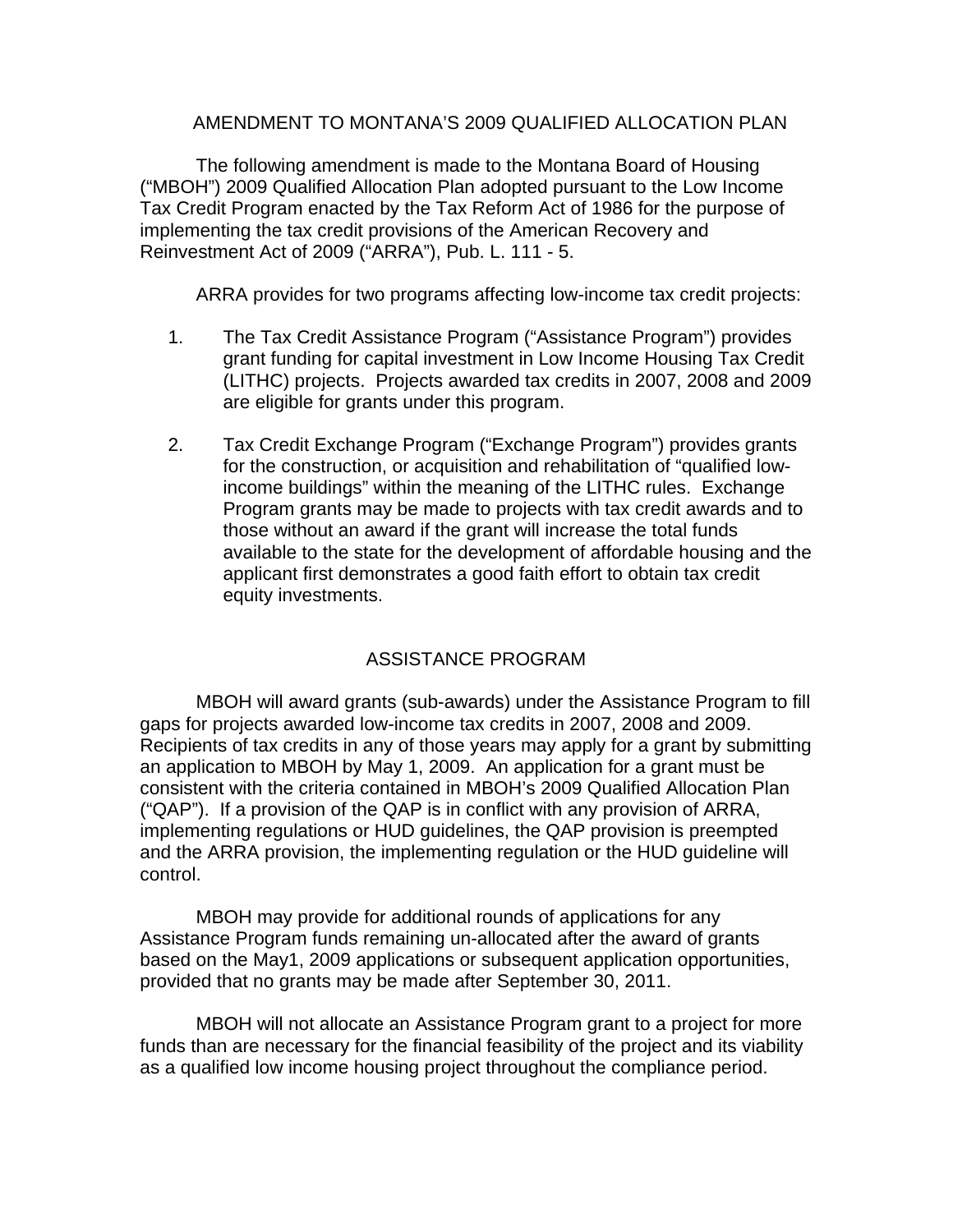# AMENDMENT TO MONTANA'S 2009 QUALIFIED ALLOCATION PLAN

The following amendment is made to the Montana Board of Housing ("MBOH") 2009 Qualified Allocation Plan adopted pursuant to the Low Income Tax Credit Program enacted by the Tax Reform Act of 1986 for the purpose of implementing the tax credit provisions of the American Recovery and Reinvestment Act of 2009 ("ARRA"), Pub. L. 111 - 5.

ARRA provides for two programs affecting low-income tax credit projects:

1. The Tax Credit Assistance Program ("Assistance Program") provides grant funding for capital investment in Low Income Housing Tax Credit (LITHC) projects. Projects awarded tax credits in 2007, 2008 and 2009 are eligible for grants under this program.

2. Tax Credit Exchange Program ("Exchange Program") provides grants for the construction, or acquisition and rehabilitation of "qualified low-income buildings" within the meaning of the LITHC rules. Exchange Program grants may be made to projects with tax credit awards and to those without an award if the grant will increase the total funds available to the state for the development of affordable housing and the applicant first demonstrates a good faith effort to obtain tax credit equity investments.

## ASSISTANCE PROGRAM

MBOH will award grants (sub-awards) under the Assistance Program to fill gaps for projects awarded low-income tax credits in 2007, 2008 and 2009. Recipients of tax credits in any of those years may apply for a grant by submitting an application to MBOH by May 1, 2009. An application for a grant must be consistent with the criteria contained in MBOH's 2009 Qualified Allocation Plan ("QAP"). If a provision of the QAP is in conflict with any provision of ARRA, implementing regulations or HUD guidelines, the QAP provision is preempted and the ARRA provision, the implementing regulation or the HUD guideline will control.

MBOH may provide for additional rounds of applications for any Assistance Program funds remaining un-allocated after the award of grants based on the May1, 2009 applications or subsequent application opportunities, provided that no grants may be made after September 30, 2011.

MBOH will not allocate an Assistance Program grant to a project for more funds than are necessary for the financial feasibility of the project and its viability as a qualified low income housing project throughout the compliance period.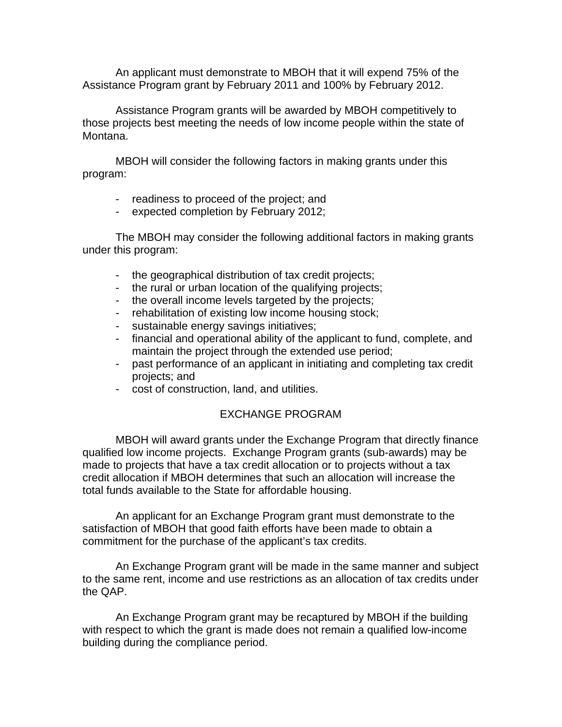An applicant must demonstrate to MBOH that it will expend 75% of the Assistance Program grant by February 2011 and 100% by February 2012.

Assistance Program grants will be awarded by MBOH competitively to those projects best meeting the needs of low income people within the state of Montana.

MBOH will consider the following factors in making grants under this program:

- readiness to proceed of the project; and
- expected completion by February 2012;

The MBOH may consider the following additional factors in making grants under this program:

- the geographical distribution of tax credit projects;
- the rural or urban location of the qualifying projects;
- the overall income levels targeted by the projects;
- rehabilitation of existing low income housing stock;
- sustainable energy savings initiatives;
- financial and operational ability of the applicant to fund, complete, and maintain the project through the extended use period;
- past performance of an applicant in initiating and completing tax credit projects; and
- cost of construction, land, and utilities.

## EXCHANGE PROGRAM

MBOH will award grants under the Exchange Program that directly finance qualified low income projects. Exchange Program grants (sub-awards) may be made to projects that have a tax credit allocation or to projects without a tax credit allocation if MBOH determines that such an allocation will increase the total funds available to the State for affordable housing.

An applicant for an Exchange Program grant must demonstrate to the satisfaction of MBOH that good faith efforts have been made to obtain a commitment for the purchase of the applicant's tax credits.

An Exchange Program grant will be made in the same manner and subject to the same rent, income and use restrictions as an allocation of tax credits under the QAP.

An Exchange Program grant may be recaptured by MBOH if the building with respect to which the grant is made does not remain a qualified low-income building during the compliance period.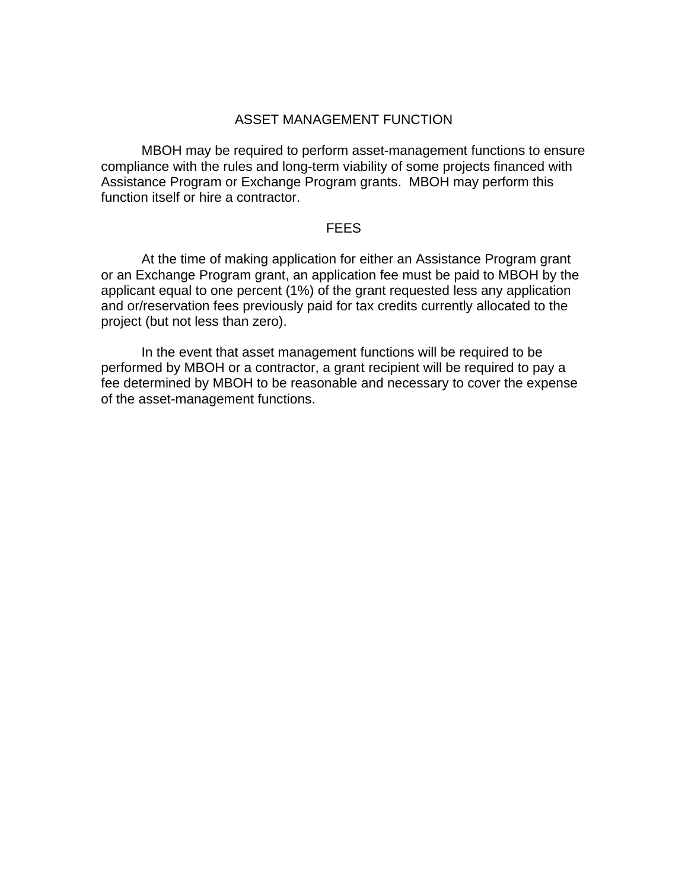## ASSET MANAGEMENT FUNCTION

MBOH may be required to perform asset-management functions to ensure compliance with the rules and long-term viability of some projects financed with Assistance Program or Exchange Program grants. MBOH may perform this function itself or hire a contractor.

## FEES

At the time of making application for either an Assistance Program grant or an Exchange Program grant, an application fee must be paid to MBOH by the applicant equal to one percent (1%) of the grant requested less any application and or/reservation fees previously paid for tax credits currently allocated to the project (but not less than zero).

In the event that asset management functions will be required to be performed by MBOH or a contractor, a grant recipient will be required to pay a fee determined by MBOH to be reasonable and necessary to cover the expense of the asset-management functions.